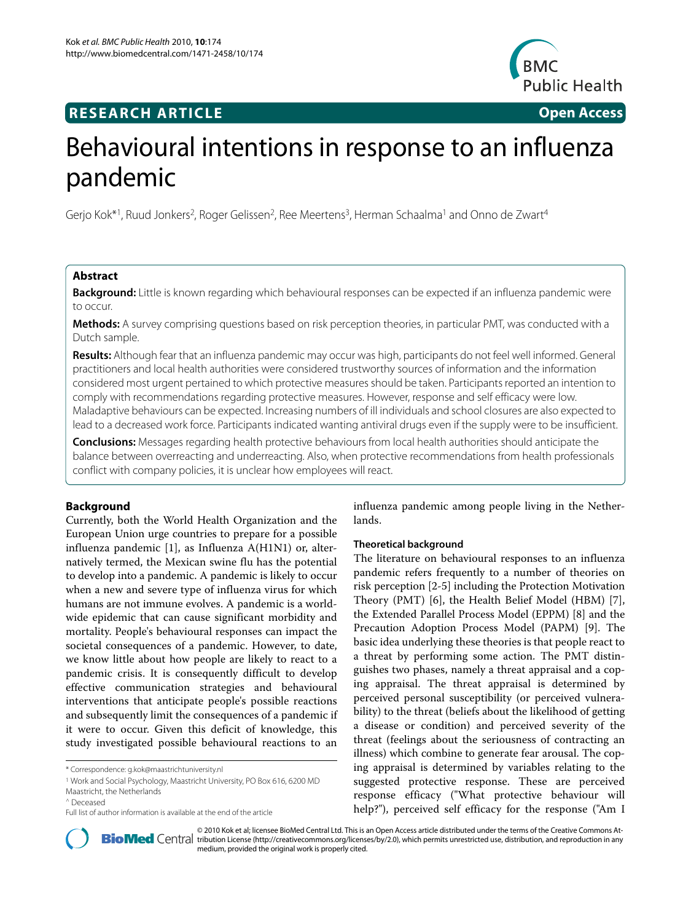**RESEARCH ARTICLE** **Open Access**

# Behavioural intentions in response to an influenza pandemic

Gerjo Kok*[1], Ruud Jonkers[2], Roger Gelissen[2], Ree Meertens[3], Herman Schaalma[1] and Onno de Zwart[4]

## Abstract

**Background:** Little is known regarding which behavioural responses can be expected if an influenza pandemic were to occur.

**Methods:** A survey comprising questions based on risk perception theories, in particular PMT, was conducted with a Dutch sample.

**Results:** Although fear that an influenza pandemic may occur was high, participants do not feel well informed. General practitioners and local health authorities were considered trustworthy sources of information and the information considered most urgent pertained to which protective measures should be taken. Participants reported an intention to comply with recommendations regarding protective measures. However, response and self efficacy were low. Maladaptive behaviours can be expected. Increasing numbers of ill individuals and school closures are also expected to lead to a decreased work force. Participants indicated wanting antiviral drugs even if the supply were to be insufficient.

**Conclusions:** Messages regarding health protective behaviours from local health authorities should anticipate the balance between overreacting and underreacting. Also, when protective recommendations from health professionals conflict with company policies, it is unclear how employees will react.

## Background

Currently, both the World Health Organization and the European Union urge countries to prepare for a possible influenza pandemic [1], as Influenza A(H1N1) or, alternatively termed, the Mexican swine flu has the potential to develop into a pandemic. A pandemic is likely to occur when a new and severe type of influenza virus for which humans are not immune evolves. A pandemic is a worldwide epidemic that can cause significant morbidity and mortality. People's behavioural responses can impact the societal consequences of a pandemic. However, to date, we know little about how people are likely to react to a pandemic crisis. It is consequently difficult to develop effective communication strategies and behavioural interventions that anticipate people's possible reactions and subsequently limit the consequences of a pandemic if it were to occur. Given this deficit of knowledge, this study investigated possible behavioural reactions to an influenza pandemic among people living in the Netherlands.

### Theoretical background

The literature on behavioural responses to an influenza pandemic refers frequently to a number of theories on risk perception [2-5] including the Protection Motivation Theory (PMT) [6], the Health Belief Model (HBM) [7], the Extended Parallel Process Model (EPPM) [8] and the Precaution Adoption Process Model (PAPM) [9]. The basic idea underlying these theories is that people react to a threat by performing some action. The PMT distinguishes two phases, namely a threat appraisal and a coping appraisal. The threat appraisal is determined by perceived personal susceptibility (or perceived vulnerability) to the threat (beliefs about the likelihood of getting a disease or condition) and perceived severity of the threat (feelings about the seriousness of contracting an illness) which combine to generate fear arousal. The coping appraisal is determined by variables relating to the suggested protective response. These are perceived response efficacy ("What protective behaviour will help?"), perceived self efficacy for the response ("Am I

* Correspondence: g.kok@maastrichtuniversity.nl
[1] Work and Social Psychology, Maastricht University, PO Box 616, 6200 MD Maastricht, the Netherlands
^ Deceased
Full list of author information is available at the end of the article

© 2010 Kok et al; licensee BioMed Central Ltd. This is an Open Access article distributed under the terms of the Creative Commons Attribution License (http://creativecommons.org/licenses/by/2.0), which permits unrestricted use, distribution, and reproduction in any medium, provided the original work is properly cited.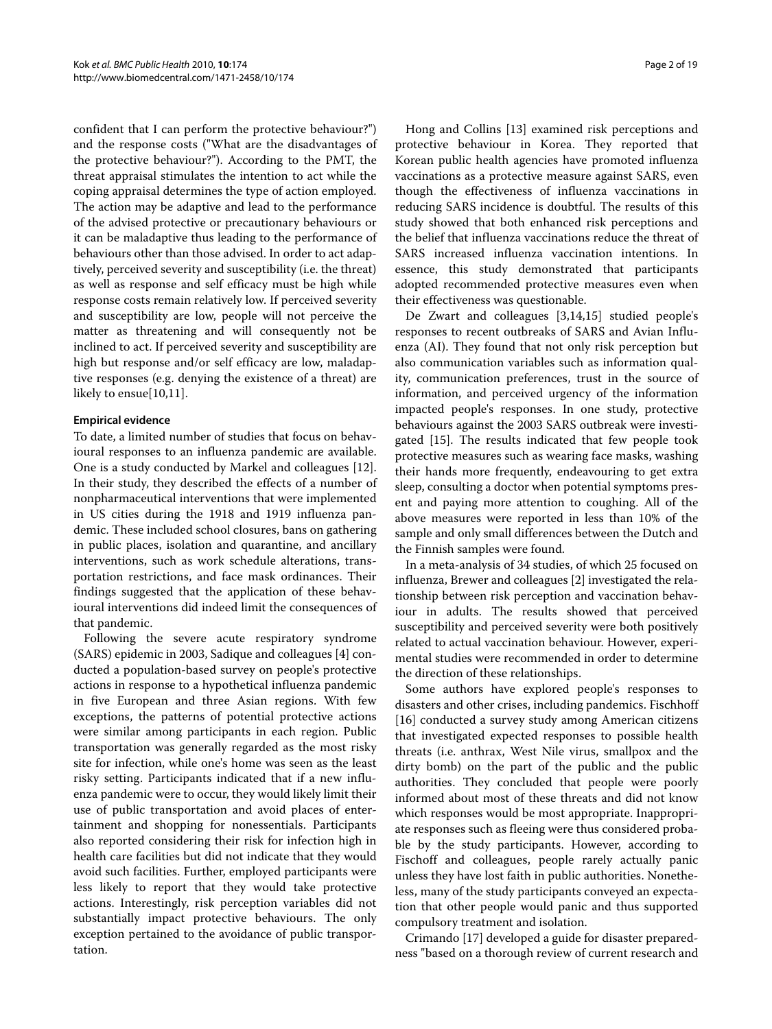confident that I can perform the protective behaviour?") and the response costs ("What are the disadvantages of the protective behaviour?"). According to the PMT, the threat appraisal stimulates the intention to act while the coping appraisal determines the type of action employed. The action may be adaptive and lead to the performance of the advised protective or precautionary behaviours or it can be maladaptive thus leading to the performance of behaviours other than those advised. In order to act adaptively, perceived severity and susceptibility (i.e. the threat) as well as response and self efficacy must be high while response costs remain relatively low. If perceived severity and susceptibility are low, people will not perceive the matter as threatening and will consequently not be inclined to act. If perceived severity and susceptibility are high but response and/or self efficacy are low, maladaptive responses (e.g. denying the existence of a threat) are likely to ensue[10,11].

#### Empirical evidence

To date, a limited number of studies that focus on behavioural responses to an influenza pandemic are available. One is a study conducted by Markel and colleagues [12]. In their study, they described the effects of a number of nonpharmaceutical interventions that were implemented in US cities during the 1918 and 1919 influenza pandemic. These included school closures, bans on gathering in public places, isolation and quarantine, and ancillary interventions, such as work schedule alterations, transportation restrictions, and face mask ordinances. Their findings suggested that the application of these behavioural interventions did indeed limit the consequences of that pandemic.

Following the severe acute respiratory syndrome (SARS) epidemic in 2003, Sadique and colleagues [4] conducted a population-based survey on people's protective actions in response to a hypothetical influenza pandemic in five European and three Asian regions. With few exceptions, the patterns of potential protective actions were similar among participants in each region. Public transportation was generally regarded as the most risky site for infection, while one's home was seen as the least risky setting. Participants indicated that if a new influenza pandemic were to occur, they would likely limit their use of public transportation and avoid places of entertainment and shopping for nonessentials. Participants also reported considering their risk for infection high in health care facilities but did not indicate that they would avoid such facilities. Further, employed participants were less likely to report that they would take protective actions. Interestingly, risk perception variables did not substantially impact protective behaviours. The only exception pertained to the avoidance of public transportation.

Hong and Collins [13] examined risk perceptions and protective behaviour in Korea. They reported that Korean public health agencies have promoted influenza vaccinations as a protective measure against SARS, even though the effectiveness of influenza vaccinations in reducing SARS incidence is doubtful. The results of this study showed that both enhanced risk perceptions and the belief that influenza vaccinations reduce the threat of SARS increased influenza vaccination intentions. In essence, this study demonstrated that participants adopted recommended protective measures even when their effectiveness was questionable.

De Zwart and colleagues [3,14,15] studied people's responses to recent outbreaks of SARS and Avian Influenza (AI). They found that not only risk perception but also communication variables such as information quality, communication preferences, trust in the source of information, and perceived urgency of the information impacted people's responses. In one study, protective behaviours against the 2003 SARS outbreak were investigated [15]. The results indicated that few people took protective measures such as wearing face masks, washing their hands more frequently, endeavouring to get extra sleep, consulting a doctor when potential symptoms present and paying more attention to coughing. All of the above measures were reported in less than 10% of the sample and only small differences between the Dutch and the Finnish samples were found.

In a meta-analysis of 34 studies, of which 25 focused on influenza, Brewer and colleagues [2] investigated the relationship between risk perception and vaccination behaviour in adults. The results showed that perceived susceptibility and perceived severity were both positively related to actual vaccination behaviour. However, experimental studies were recommended in order to determine the direction of these relationships.

Some authors have explored people's responses to disasters and other crises, including pandemics. Fischhoff [16] conducted a survey study among American citizens that investigated expected responses to possible health threats (i.e. anthrax, West Nile virus, smallpox and the dirty bomb) on the part of the public and the public authorities. They concluded that people were poorly informed about most of these threats and did not know which responses would be most appropriate. Inappropriate responses such as fleeing were thus considered probable by the study participants. However, according to Fischoff and colleagues, people rarely actually panic unless they have lost faith in public authorities. Nonetheless, many of the study participants conveyed an expectation that other people would panic and thus supported compulsory treatment and isolation.

Crimando [17] developed a guide for disaster preparedness "based on a thorough review of current research and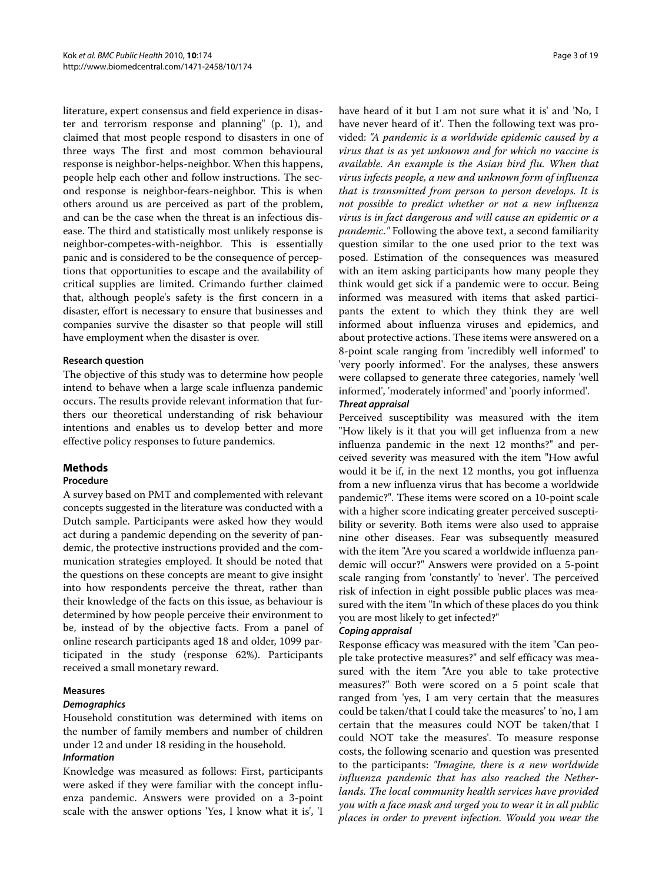literature, expert consensus and field experience in disaster and terrorism response and planning" (p. 1), and claimed that most people respond to disasters in one of three ways The first and most common behavioural response is neighbor-helps-neighbor. When this happens, people help each other and follow instructions. The second response is neighbor-fears-neighbor. This is when others around us are perceived as part of the problem, and can be the case when the threat is an infectious disease. The third and statistically most unlikely response is neighbor-competes-with-neighbor. This is essentially panic and is considered to be the consequence of perceptions that opportunities to escape and the availability of critical supplies are limited. Crimando further claimed that, although people's safety is the first concern in a disaster, effort is necessary to ensure that businesses and companies survive the disaster so that people will still have employment when the disaster is over.

### Research question

The objective of this study was to determine how people intend to behave when a large scale influenza pandemic occurs. The results provide relevant information that furthers our theoretical understanding of risk behaviour intentions and enables us to develop better and more effective policy responses to future pandemics.

## Methods

### Procedure

A survey based on PMT and complemented with relevant concepts suggested in the literature was conducted with a Dutch sample. Participants were asked how they would act during a pandemic depending on the severity of pandemic, the protective instructions provided and the communication strategies employed. It should be noted that the questions on these concepts are meant to give insight into how respondents perceive the threat, rather than their knowledge of the facts on this issue, as behaviour is determined by how people perceive their environment to be, instead of by the objective facts. From a panel of online research participants aged 18 and older, 1099 participated in the study (response 62%). Participants received a small monetary reward.

### Measures

#### *Demographics*

Household constitution was determined with items on the number of family members and number of children under 12 and under 18 residing in the household.

#### *Information*

Knowledge was measured as follows: First, participants were asked if they were familiar with the concept influenza pandemic. Answers were provided on a 3-point scale with the answer options 'Yes, I know what it is', 'I have heard of it but I am not sure what it is' and 'No, I have never heard of it'. Then the following text was provided: *"A pandemic is a worldwide epidemic caused by a virus that is as yet unknown and for which no vaccine is available. An example is the Asian bird flu. When that virus infects people, a new and unknown form of influenza that is transmitted from person to person develops. It is not possible to predict whether or not a new influenza virus is in fact dangerous and will cause an epidemic or a pandemic."* Following the above text, a second familiarity question similar to the one used prior to the text was posed. Estimation of the consequences was measured with an item asking participants how many people they think would get sick if a pandemic were to occur. Being informed was measured with items that asked participants the extent to which they think they are well informed about influenza viruses and epidemics, and about protective actions. These items were answered on a 8-point scale ranging from 'incredibly well informed' to 'very poorly informed'. For the analyses, these answers were collapsed to generate three categories, namely 'well informed', 'moderately informed' and 'poorly informed'.

#### *Threat appraisal*

Perceived susceptibility was measured with the item "How likely is it that you will get influenza from a new influenza pandemic in the next 12 months?" and perceived severity was measured with the item "How awful would it be if, in the next 12 months, you got influenza from a new influenza virus that has become a worldwide pandemic?". These items were scored on a 10-point scale with a higher score indicating greater perceived susceptibility or severity. Both items were also used to appraise nine other diseases. Fear was subsequently measured with the item "Are you scared a worldwide influenza pandemic will occur?" Answers were provided on a 5-point scale ranging from 'constantly' to 'never'. The perceived risk of infection in eight possible public places was measured with the item "In which of these places do you think you are most likely to get infected?"

#### *Coping appraisal*

Response efficacy was measured with the item "Can people take protective measures?" and self efficacy was measured with the item "Are you able to take protective measures?" Both were scored on a 5 point scale that ranged from 'yes, I am very certain that the measures could be taken/that I could take the measures' to 'no, I am certain that the measures could NOT be taken/that I could NOT take the measures'. To measure response costs, the following scenario and question was presented to the participants: *"Imagine, there is a new worldwide influenza pandemic that has also reached the Netherlands. The local community health services have provided you with a face mask and urged you to wear it in all public places in order to prevent infection. Would you wear the*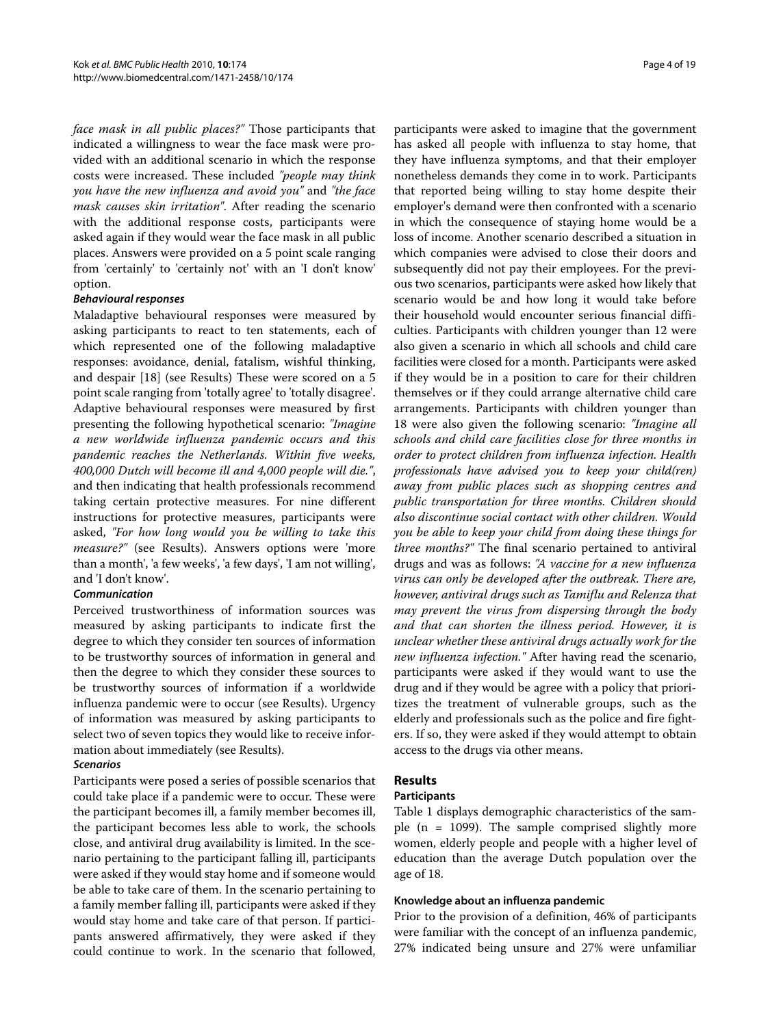*face mask in all public places?"* Those participants that indicated a willingness to wear the face mask were provided with an additional scenario in which the response costs were increased. These included *"people may think you have the new influenza and avoid you"* and *"the face mask causes skin irritation"*. After reading the scenario with the additional response costs, participants were asked again if they would wear the face mask in all public places. Answers were provided on a 5 point scale ranging from 'certainly' to 'certainly not' with an 'I don't know' option.

#### *Behavioural responses*

Maladaptive behavioural responses were measured by asking participants to react to ten statements, each of which represented one of the following maladaptive responses: avoidance, denial, fatalism, wishful thinking, and despair [18] (see Results) These were scored on a 5 point scale ranging from 'totally agree' to 'totally disagree'. Adaptive behavioural responses were measured by first presenting the following hypothetical scenario: *"Imagine a new worldwide influenza pandemic occurs and this pandemic reaches the Netherlands. Within five weeks, 400,000 Dutch will become ill and 4,000 people will die."*, and then indicating that health professionals recommend taking certain protective measures. For nine different instructions for protective measures, participants were asked, *"For how long would you be willing to take this measure?"* (see Results). Answers options were 'more than a month', 'a few weeks', 'a few days', 'I am not willing', and 'I don't know'.

#### *Communication*

Perceived trustworthiness of information sources was measured by asking participants to indicate first the degree to which they consider ten sources of information to be trustworthy sources of information in general and then the degree to which they consider these sources to be trustworthy sources of information if a worldwide influenza pandemic were to occur (see Results). Urgency of information was measured by asking participants to select two of seven topics they would like to receive information about immediately (see Results).

#### *Scenarios*

Participants were posed a series of possible scenarios that could take place if a pandemic were to occur. These were the participant becomes ill, a family member becomes ill, the participant becomes less able to work, the schools close, and antiviral drug availability is limited. In the scenario pertaining to the participant falling ill, participants were asked if they would stay home and if someone would be able to take care of them. In the scenario pertaining to a family member falling ill, participants were asked if they would stay home and take care of that person. If participants answered affirmatively, they were asked if they could continue to work. In the scenario that followed, participants were asked to imagine that the government has asked all people with influenza to stay home, that they have influenza symptoms, and that their employer nonetheless demands they come in to work. Participants that reported being willing to stay home despite their employer's demand were then confronted with a scenario in which the consequence of staying home would be a loss of income. Another scenario described a situation in which companies were advised to close their doors and subsequently did not pay their employees. For the previous two scenarios, participants were asked how likely that scenario would be and how long it would take before their household would encounter serious financial difficulties. Participants with children younger than 12 were also given a scenario in which all schools and child care facilities were closed for a month. Participants were asked if they would be in a position to care for their children themselves or if they could arrange alternative child care arrangements. Participants with children younger than 18 were also given the following scenario: *"Imagine all schools and child care facilities close for three months in order to protect children from influenza infection. Health professionals have advised you to keep your child(ren) away from public places such as shopping centres and public transportation for three months. Children should also discontinue social contact with other children. Would you be able to keep your child from doing these things for three months?"* The final scenario pertained to antiviral drugs and was as follows: *"A vaccine for a new influenza virus can only be developed after the outbreak. There are, however, antiviral drugs such as Tamiflu and Relenza that may prevent the virus from dispersing through the body and that can shorten the illness period. However, it is unclear whether these antiviral drugs actually work for the new influenza infection."* After having read the scenario, participants were asked if they would want to use the drug and if they would be agree with a policy that prioritizes the treatment of vulnerable groups, such as the elderly and professionals such as the police and fire fighters. If so, they were asked if they would attempt to obtain access to the drugs via other means.

## Results

### Participants

Table 1 displays demographic characteristics of the sample (n = 1099). The sample comprised slightly more women, elderly people and people with a higher level of education than the average Dutch population over the age of 18.

### Knowledge about an influenza pandemic

Prior to the provision of a definition, 46% of participants were familiar with the concept of an influenza pandemic, 27% indicated being unsure and 27% were unfamiliar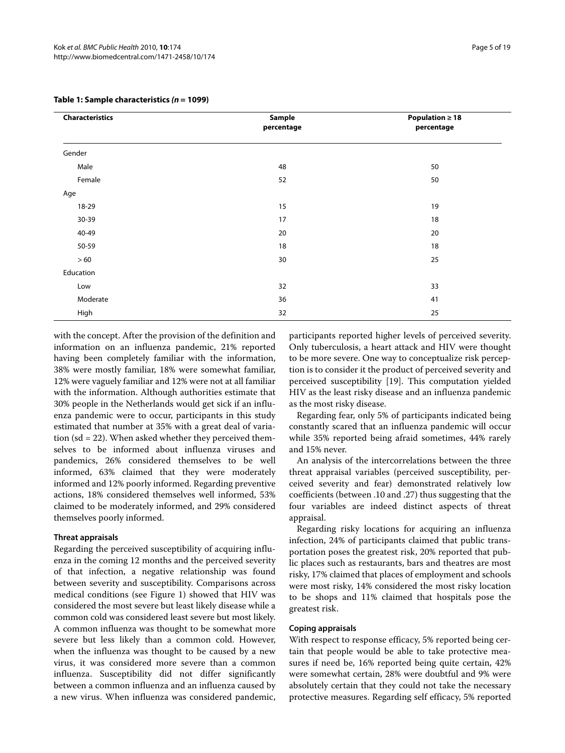**Table 1: Sample characteristics (*n* = 1099)**

| Characteristics | Sample percentage | Population ≥ 18 percentage |
|---|---|---|
| Gender | | |
| Male | 48 | 50 |
| Female | 52 | 50 |
| Age | | |
| 18-29 | 15 | 19 |
| 30-39 | 17 | 18 |
| 40-49 | 20 | 20 |
| 50-59 | 18 | 18 |
| > 60 | 30 | 25 |
| Education | | |
| Low | 32 | 33 |
| Moderate | 36 | 41 |
| High | 32 | 25 |

with the concept. After the provision of the definition and information on an influenza pandemic, 21% reported having been completely familiar with the information, 38% were mostly familiar, 18% were somewhat familiar, 12% were vaguely familiar and 12% were not at all familiar with the information. Although authorities estimate that 30% people in the Netherlands would get sick if an influenza pandemic were to occur, participants in this study estimated that number at 35% with a great deal of variation (sd = 22). When asked whether they perceived themselves to be informed about influenza viruses and pandemics, 26% considered themselves to be well informed, 63% claimed that they were moderately informed and 12% poorly informed. Regarding preventive actions, 18% considered themselves well informed, 53% claimed to be moderately informed, and 29% considered themselves poorly informed.

### Threat appraisals

Regarding the perceived susceptibility of acquiring influenza in the coming 12 months and the perceived severity of that infection, a negative relationship was found between severity and susceptibility. Comparisons across medical conditions (see Figure 1) showed that HIV was considered the most severe but least likely disease while a common cold was considered least severe but most likely. A common influenza was thought to be somewhat more severe but less likely than a common cold. However, when the influenza was thought to be caused by a new virus, it was considered more severe than a common influenza. Susceptibility did not differ significantly between a common influenza and an influenza caused by a new virus. When influenza was considered pandemic, participants reported higher levels of perceived severity. Only tuberculosis, a heart attack and HIV were thought to be more severe. One way to conceptualize risk perception is to consider it the product of perceived severity and perceived susceptibility [19]. This computation yielded HIV as the least risky disease and an influenza pandemic as the most risky disease.

Regarding fear, only 5% of participants indicated being constantly scared that an influenza pandemic will occur while 35% reported being afraid sometimes, 44% rarely and 15% never.

An analysis of the intercorrelations between the three threat appraisal variables (perceived susceptibility, perceived severity and fear) demonstrated relatively low coefficients (between .10 and .27) thus suggesting that the four variables are indeed distinct aspects of threat appraisal.

Regarding risky locations for acquiring an influenza infection, 24% of participants claimed that public transportation poses the greatest risk, 20% reported that public places such as restaurants, bars and theatres are most risky, 17% claimed that places of employment and schools were most risky, 14% considered the most risky location to be shops and 11% claimed that hospitals pose the greatest risk.

### Coping appraisals

With respect to response efficacy, 5% reported being certain that people would be able to take protective measures if need be, 16% reported being quite certain, 42% were somewhat certain, 28% were doubtful and 9% were absolutely certain that they could not take the necessary protective measures. Regarding self efficacy, 5% reported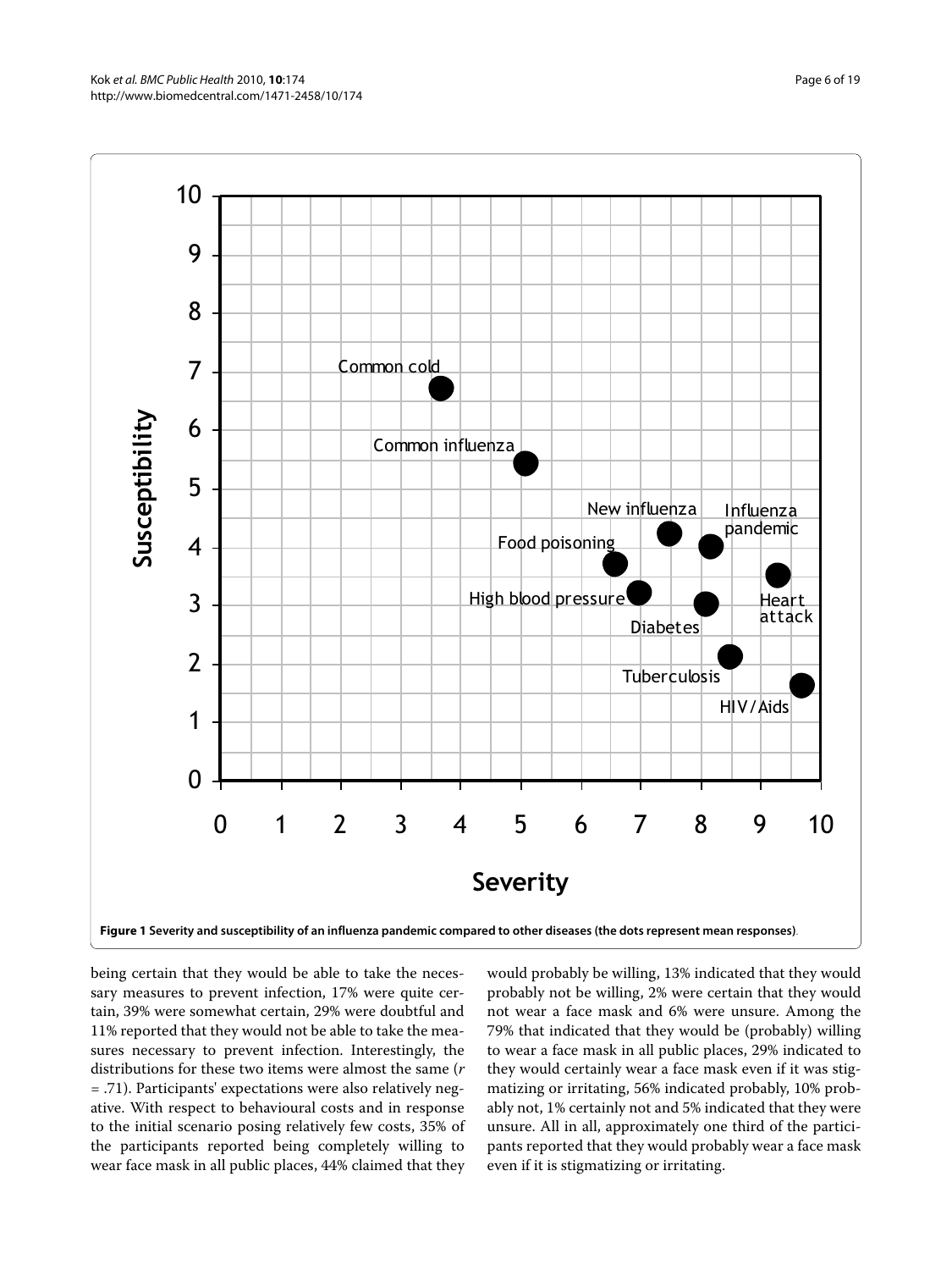**Figure 1 Severity and susceptibility of an influenza pandemic compared to other diseases (the dots represent mean responses)**.

being certain that they would be able to take the necessary measures to prevent infection, 17% were quite certain, 39% were somewhat certain, 29% were doubtful and 11% reported that they would not be able to take the measures necessary to prevent infection. Interestingly, the distributions for these two items were almost the same ($r$ = .71). Participants' expectations were also relatively negative. With respect to behavioural costs and in response to the initial scenario posing relatively few costs, 35% of the participants reported being completely willing to wear face mask in all public places, 44% claimed that they would probably be willing, 13% indicated that they would probably not be willing, 2% were certain that they would not wear a face mask and 6% were unsure. Among the 79% that indicated that they would be (probably) willing to wear a face mask in all public places, 29% indicated to they would certainly wear a face mask even if it was stigmatizing or irritating, 56% indicated probably, 10% probably not, 1% certainly not and 5% indicated that they were unsure. All in all, approximately one third of the participants reported that they would probably wear a face mask even if it is stigmatizing or irritating.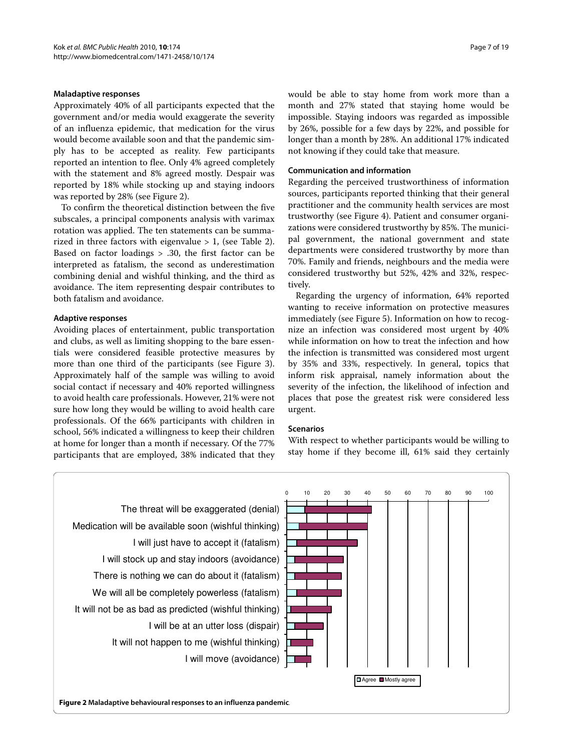### Maladaptive responses

Approximately 40% of all participants expected that the government and/or media would exaggerate the severity of an influenza epidemic, that medication for the virus would become available soon and that the pandemic simply has to be accepted as reality. Few participants reported an intention to flee. Only 4% agreed completely with the statement and 8% agreed mostly. Despair was reported by 18% while stocking up and staying indoors was reported by 28% (see Figure 2).

To confirm the theoretical distinction between the five subscales, a principal components analysis with varimax rotation was applied. The ten statements can be summarized in three factors with eigenvalue > 1, (see Table 2). Based on factor loadings > .30, the first factor can be interpreted as fatalism, the second as underestimation combining denial and wishful thinking, and the third as avoidance. The item representing despair contributes to both fatalism and avoidance.

### Adaptive responses

Avoiding places of entertainment, public transportation and clubs, as well as limiting shopping to the bare essentials were considered feasible protective measures by more than one third of the participants (see Figure 3). Approximately half of the sample was willing to avoid social contact if necessary and 40% reported willingness to avoid health care professionals. However, 21% were not sure how long they would be willing to avoid health care professionals. Of the 66% participants with children in school, 56% indicated a willingness to keep their children at home for longer than a month if necessary. Of the 77% participants that are employed, 38% indicated that they would be able to stay home from work more than a month and 27% stated that staying home would be impossible. Staying indoors was regarded as impossible by 26%, possible for a few days by 22%, and possible for longer than a month by 28%. An additional 17% indicated not knowing if they could take that measure.

### Communication and information

Regarding the perceived trustworthiness of information sources, participants reported thinking that their general practitioner and the community health services are most trustworthy (see Figure 4). Patient and consumer organizations were considered trustworthy by 85%. The municipal government, the national government and state departments were considered trustworthy by more than 70%. Family and friends, neighbours and the media were considered trustworthy but 52%, 42% and 32%, respectively.

Regarding the urgency of information, 64% reported wanting to receive information on protective measures immediately (see Figure 5). Information on how to recognize an infection was considered most urgent by 40% while information on how to treat the infection and how the infection is transmitted was considered most urgent by 35% and 33%, respectively. In general, topics that inform risk appraisal, namely information about the severity of the infection, the likelihood of infection and places that pose the greatest risk were considered less urgent.

### Scenarios

With respect to whether participants would be willing to stay home if they become ill, 61% said they certainly

**Figure 2 Maladaptive behavioural responses to an influenza pandemic**.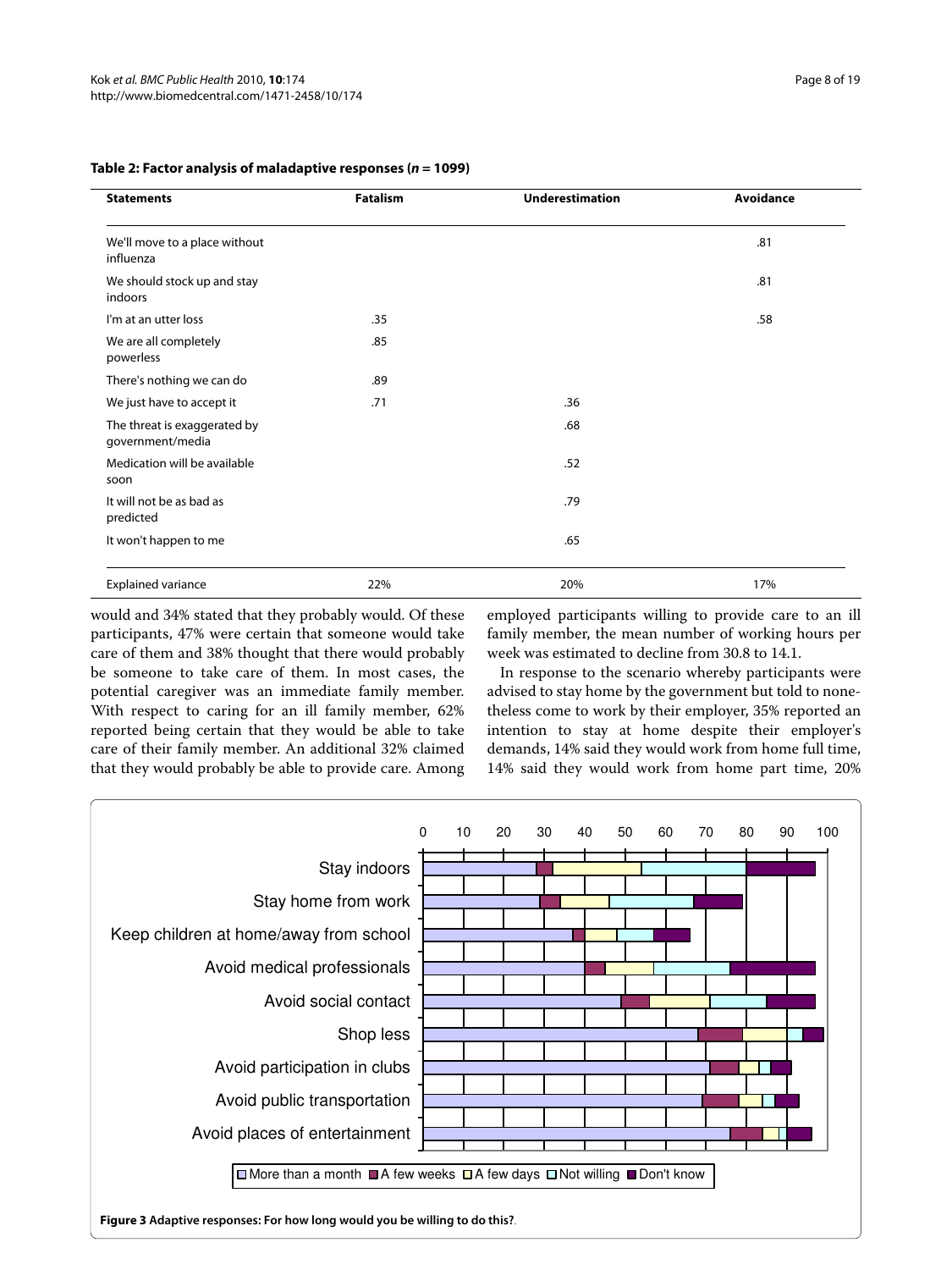**Table 2: Factor analysis of maladaptive responses (*n* = 1099)**

| Statements | Fatalism | Underestimation | Avoidance |
|---|---|---|---|
| We'll move to a place without influenza | | | .81 |
| We should stock up and stay indoors | | | .81 |
| I'm at an utter loss | .35 | | .58 |
| We are all completely powerless | .85 | | |
| There's nothing we can do | .89 | | |
| We just have to accept it | .71 | .36 | |
| The threat is exaggerated by government/media | | .68 | |
| Medication will be available soon | | .52 | |
| It will not be as bad as predicted | | .79 | |
| It won't happen to me | | .65 | |
| Explained variance | 22% | 20% | 17% |

would and 34% stated that they probably would. Of these participants, 47% were certain that someone would take care of them and 38% thought that there would probably be someone to take care of them. In most cases, the potential caregiver was an immediate family member. With respect to caring for an ill family member, 62% reported being certain that they would be able to take care of their family member. An additional 32% claimed that they would probably be able to provide care. Among employed participants willing to provide care to an ill family member, the mean number of working hours per week was estimated to decline from 30.8 to 14.1.

In response to the scenario whereby participants were advised to stay home by the government but told to nonetheless come to work by their employer, 35% reported an intention to stay at home despite their employer's demands, 14% said they would work from home full time, 14% said they would work from home part time, 20%

**Figure 3 Adaptive responses: For how long would you be willing to do this?**.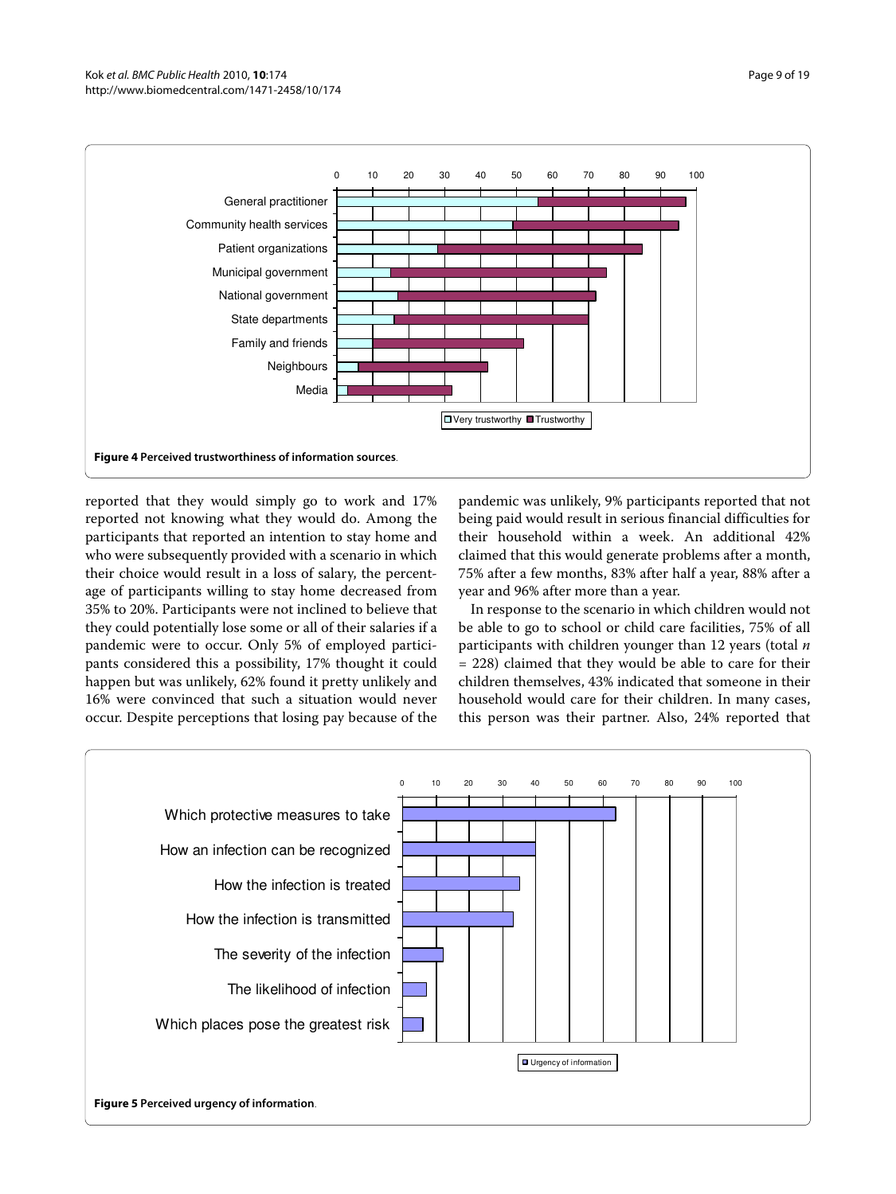Figure 4 **Perceived trustworthiness of information sources**.

reported that they would simply go to work and 17% reported not knowing what they would do. Among the participants that reported an intention to stay home and who were subsequently provided with a scenario in which their choice would result in a loss of salary, the percentage of participants willing to stay home decreased from 35% to 20%. Participants were not inclined to believe that they could potentially lose some or all of their salaries if a pandemic were to occur. Only 5% of employed participants considered this a possibility, 17% thought it could happen but was unlikely, 62% found it pretty unlikely and 16% were convinced that such a situation would never occur. Despite perceptions that losing pay because of the pandemic was unlikely, 9% participants reported that not being paid would result in serious financial difficulties for their household within a week. An additional 42% claimed that this would generate problems after a month, 75% after a few months, 83% after half a year, 88% after a year and 96% after more than a year.

In response to the scenario in which children would not be able to go to school or child care facilities, 75% of all participants with children younger than 12 years (total $n = 228$) claimed that they would be able to care for their children themselves, 43% indicated that someone in their household would care for their children. In many cases, this person was their partner. Also, 24% reported that

Figure 5 **Perceived urgency of information**.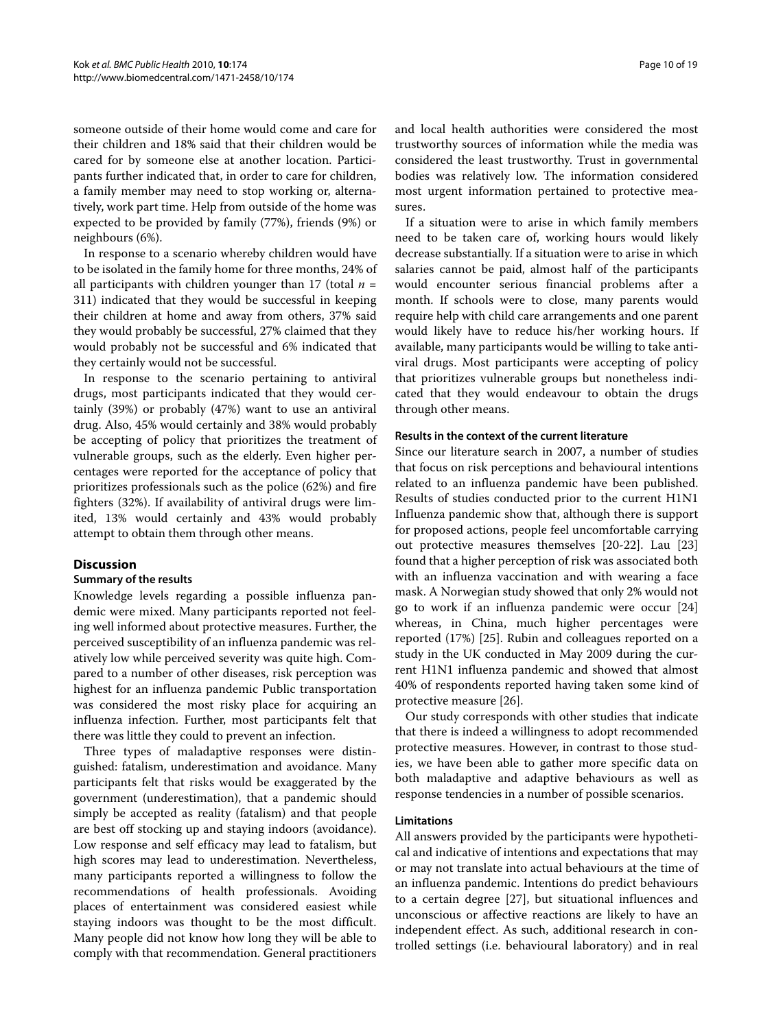someone outside of their home would come and care for their children and 18% said that their children would be cared for by someone else at another location. Participants further indicated that, in order to care for children, a family member may need to stop working or, alternatively, work part time. Help from outside of the home was expected to be provided by family (77%), friends (9%) or neighbours (6%).

In response to a scenario whereby children would have to be isolated in the family home for three months, 24% of all participants with children younger than 17 (total *n* = 311) indicated that they would be successful in keeping their children at home and away from others, 37% said they would probably be successful, 27% claimed that they would probably not be successful and 6% indicated that they certainly would not be successful.

In response to the scenario pertaining to antiviral drugs, most participants indicated that they would certainly (39%) or probably (47%) want to use an antiviral drug. Also, 45% would certainly and 38% would probably be accepting of policy that prioritizes the treatment of vulnerable groups, such as the elderly. Even higher percentages were reported for the acceptance of policy that prioritizes professionals such as the police (62%) and fire fighters (32%). If availability of antiviral drugs were limited, 13% would certainly and 43% would probably attempt to obtain them through other means.

## Discussion

### Summary of the results

Knowledge levels regarding a possible influenza pandemic were mixed. Many participants reported not feeling well informed about protective measures. Further, the perceived susceptibility of an influenza pandemic was relatively low while perceived severity was quite high. Compared to a number of other diseases, risk perception was highest for an influenza pandemic Public transportation was considered the most risky place for acquiring an influenza infection. Further, most participants felt that there was little they could to prevent an infection.

Three types of maladaptive responses were distinguished: fatalism, underestimation and avoidance. Many participants felt that risks would be exaggerated by the government (underestimation), that a pandemic should simply be accepted as reality (fatalism) and that people are best off stocking up and staying indoors (avoidance). Low response and self efficacy may lead to fatalism, but high scores may lead to underestimation. Nevertheless, many participants reported a willingness to follow the recommendations of health professionals. Avoiding places of entertainment was considered easiest while staying indoors was thought to be the most difficult. Many people did not know how long they will be able to comply with that recommendation. General practitioners and local health authorities were considered the most trustworthy sources of information while the media was considered the least trustworthy. Trust in governmental bodies was relatively low. The information considered most urgent information pertained to protective measures.

If a situation were to arise in which family members need to be taken care of, working hours would likely decrease substantially. If a situation were to arise in which salaries cannot be paid, almost half of the participants would encounter serious financial problems after a month. If schools were to close, many parents would require help with child care arrangements and one parent would likely have to reduce his/her working hours. If available, many participants would be willing to take antiviral drugs. Most participants were accepting of policy that prioritizes vulnerable groups but nonetheless indicated that they would endeavour to obtain the drugs through other means.

### Results in the context of the current literature

Since our literature search in 2007, a number of studies that focus on risk perceptions and behavioural intentions related to an influenza pandemic have been published. Results of studies conducted prior to the current H1N1 Influenza pandemic show that, although there is support for proposed actions, people feel uncomfortable carrying out protective measures themselves [20-22]. Lau [23] found that a higher perception of risk was associated both with an influenza vaccination and with wearing a face mask. A Norwegian study showed that only 2% would not go to work if an influenza pandemic were occur [24] whereas, in China, much higher percentages were reported (17%) [25]. Rubin and colleagues reported on a study in the UK conducted in May 2009 during the current H1N1 influenza pandemic and showed that almost 40% of respondents reported having taken some kind of protective measure [26].

Our study corresponds with other studies that indicate that there is indeed a willingness to adopt recommended protective measures. However, in contrast to those studies, we have been able to gather more specific data on both maladaptive and adaptive behaviours as well as response tendencies in a number of possible scenarios.

### Limitations

All answers provided by the participants were hypothetical and indicative of intentions and expectations that may or may not translate into actual behaviours at the time of an influenza pandemic. Intentions do predict behaviours to a certain degree [27], but situational influences and unconscious or affective reactions are likely to have an independent effect. As such, additional research in controlled settings (i.e. behavioural laboratory) and in real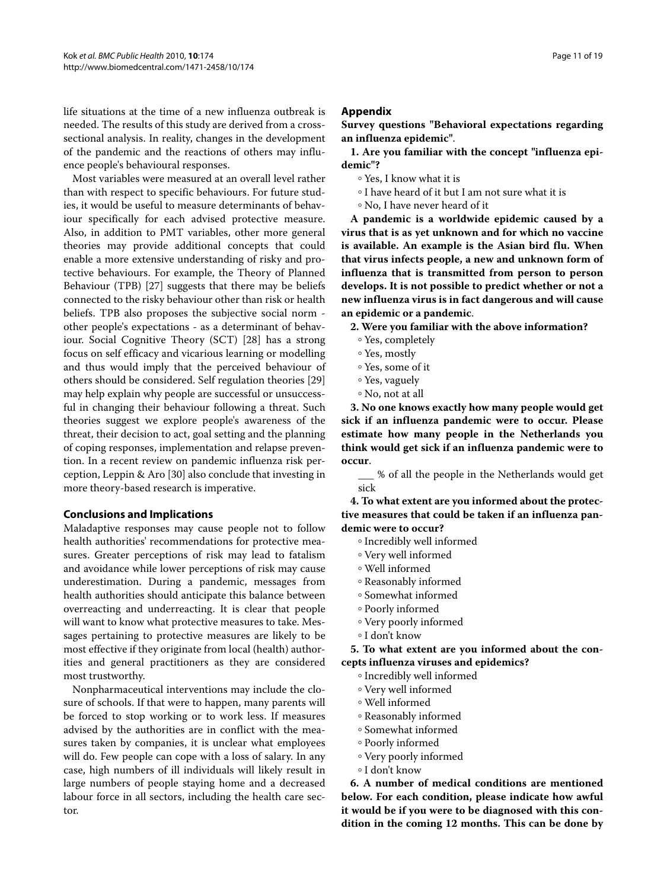life situations at the time of a new influenza outbreak is needed. The results of this study are derived from a cross-sectional analysis. In reality, changes in the development of the pandemic and the reactions of others may influence people's behavioural responses.

Most variables were measured at an overall level rather than with respect to specific behaviours. For future studies, it would be useful to measure determinants of behaviour specifically for each advised protective measure. Also, in addition to PMT variables, other more general theories may provide additional concepts that could enable a more extensive understanding of risky and protective behaviours. For example, the Theory of Planned Behaviour (TPB) [27] suggests that there may be beliefs connected to the risky behaviour other than risk or health beliefs. TPB also proposes the subjective social norm - other people's expectations - as a determinant of behaviour. Social Cognitive Theory (SCT) [28] has a strong focus on self efficacy and vicarious learning or modelling and thus would imply that the perceived behaviour of others should be considered. Self regulation theories [29] may help explain why people are successful or unsuccessful in changing their behaviour following a threat. Such theories suggest we explore people's awareness of the threat, their decision to act, goal setting and the planning of coping responses, implementation and relapse prevention. In a recent review on pandemic influenza risk perception, Leppin & Aro [30] also conclude that investing in more theory-based research is imperative.

## Conclusions and Implications

Maladaptive responses may cause people not to follow health authorities' recommendations for protective measures. Greater perceptions of risk may lead to fatalism and avoidance while lower perceptions of risk may cause underestimation. During a pandemic, messages from health authorities should anticipate this balance between overreacting and underreacting. It is clear that people will want to know what protective measures to take. Messages pertaining to protective measures are likely to be most effective if they originate from local (health) authorities and general practitioners as they are considered most trustworthy.

Nonpharmaceutical interventions may include the closure of schools. If that were to happen, many parents will be forced to stop working or to work less. If measures advised by the authorities are in conflict with the measures taken by companies, it is unclear what employees will do. Few people can cope with a loss of salary. In any case, high numbers of ill individuals will likely result in large numbers of people staying home and a decreased labour force in all sectors, including the health care sector.

## Appendix

**Survey questions "Behavioral expectations regarding an influenza epidemic".**

**1. Are you familiar with the concept "influenza epidemic"?**

- Yes, I know what it is
- I have heard of it but I am not sure what it is
- No, I have never heard of it

**A pandemic is a worldwide epidemic caused by a virus that is as yet unknown and for which no vaccine is available. An example is the Asian bird flu. When that virus infects people, a new and unknown form of influenza that is transmitted from person to person develops. It is not possible to predict whether or not a new influenza virus is in fact dangerous and will cause an epidemic or a pandemic.**

**2. Were you familiar with the above information?**

- Yes, completely
- Yes, mostly
- Yes, some of it
- Yes, vaguely
- No, not at all

**3. No one knows exactly how many people would get sick if an influenza pandemic were to occur. Please estimate how many people in the Netherlands you think would get sick if an influenza pandemic were to occur.**

___ % of all the people in the Netherlands would get sick

**4. To what extent are you informed about the protective measures that could be taken if an influenza pandemic were to occur?**

- Incredibly well informed
- Very well informed
- Well informed
- Reasonably informed
- Somewhat informed
- Poorly informed
- Very poorly informed
- I don't know

**5. To what extent are you informed about the concepts influenza viruses and epidemics?**

- Incredibly well informed
- Very well informed
- Well informed
- Reasonably informed
- Somewhat informed
- Poorly informed
- Very poorly informed
- I don't know

**6. A number of medical conditions are mentioned below. For each condition, please indicate how awful it would be if you were to be diagnosed with this condition in the coming 12 months. This can be done by**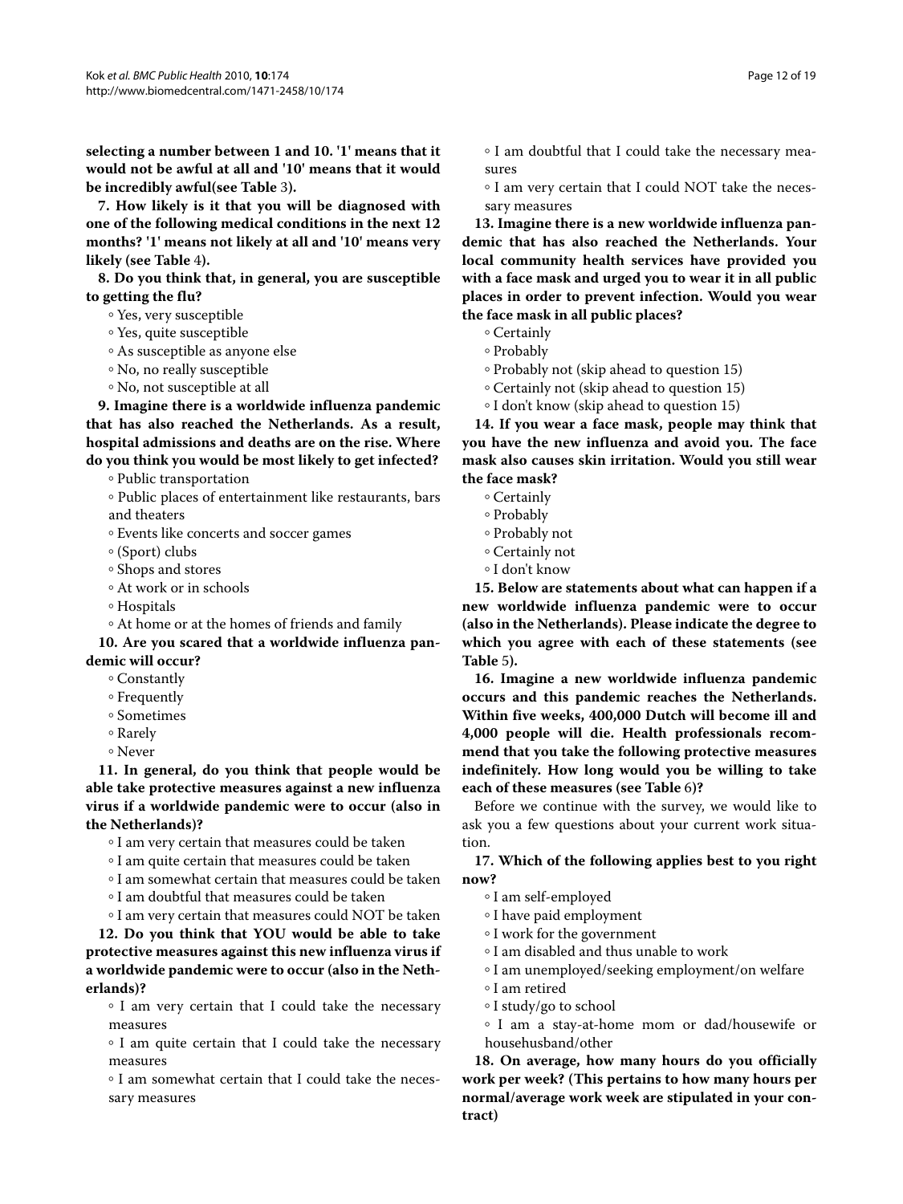**selecting a number between 1 and 10. '1' means that it would not be awful at all and '10' means that it would be incredibly awful(see Table 3).**

**7. How likely is it that you will be diagnosed with one of the following medical conditions in the next 12 months? '1' means not likely at all and '10' means very likely (see Table 4).**

**8. Do you think that, in general, you are susceptible to getting the flu?**

- Yes, very susceptible
- Yes, quite susceptible
- As susceptible as anyone else
- No, no really susceptible
- No, not susceptible at all

**9. Imagine there is a worldwide influenza pandemic that has also reached the Netherlands. As a result, hospital admissions and deaths are on the rise. Where do you think you would be most likely to get infected?**

- Public transportation
- Public places of entertainment like restaurants, bars and theaters
- Events like concerts and soccer games
- (Sport) clubs
- Shops and stores
- At work or in schools
- Hospitals
- At home or at the homes of friends and family

**10. Are you scared that a worldwide influenza pandemic will occur?**

- Constantly
- Frequently
- Sometimes
- Rarely
- Never

**11. In general, do you think that people would be able take protective measures against a new influenza virus if a worldwide pandemic were to occur (also in the Netherlands)?**

- I am very certain that measures could be taken
- I am quite certain that measures could be taken
- I am somewhat certain that measures could be taken
- I am doubtful that measures could be taken
- I am very certain that measures could NOT be taken

**12. Do you think that YOU would be able to take protective measures against this new influenza virus if a worldwide pandemic were to occur (also in the Netherlands)?**

- I am very certain that I could take the necessary measures
- I am quite certain that I could take the necessary measures
- I am somewhat certain that I could take the necessary measures
- I am doubtful that I could take the necessary measures
- I am very certain that I could NOT take the necessary measures

**13. Imagine there is a new worldwide influenza pandemic that has also reached the Netherlands. Your local community health services have provided you with a face mask and urged you to wear it in all public places in order to prevent infection. Would you wear the face mask in all public places?**

- Certainly
- Probably
- Probably not (skip ahead to question 15)
- Certainly not (skip ahead to question 15)
- I don't know (skip ahead to question 15)

**14. If you wear a face mask, people may think that you have the new influenza and avoid you. The face mask also causes skin irritation. Would you still wear the face mask?**

- Certainly
- Probably
- Probably not
- Certainly not
- I don't know

**15. Below are statements about what can happen if a new worldwide influenza pandemic were to occur (also in the Netherlands). Please indicate the degree to which you agree with each of these statements (see Table 5).**

**16. Imagine a new worldwide influenza pandemic occurs and this pandemic reaches the Netherlands. Within five weeks, 400,000 Dutch will become ill and 4,000 people will die. Health professionals recommend that you take the following protective measures indefinitely. How long would you be willing to take each of these measures (see Table 6)?**

Before we continue with the survey, we would like to ask you a few questions about your current work situation.

**17. Which of the following applies best to you right now?**

- I am self-employed
- I have paid employment
- I work for the government
- I am disabled and thus unable to work
- I am unemployed/seeking employment/on welfare
- I am retired
- I study/go to school
- I am a stay-at-home mom or dad/housewife or househusband/other

**18. On average, how many hours do you officially work per week? (This pertains to how many hours per normal/average work week are stipulated in your contract)**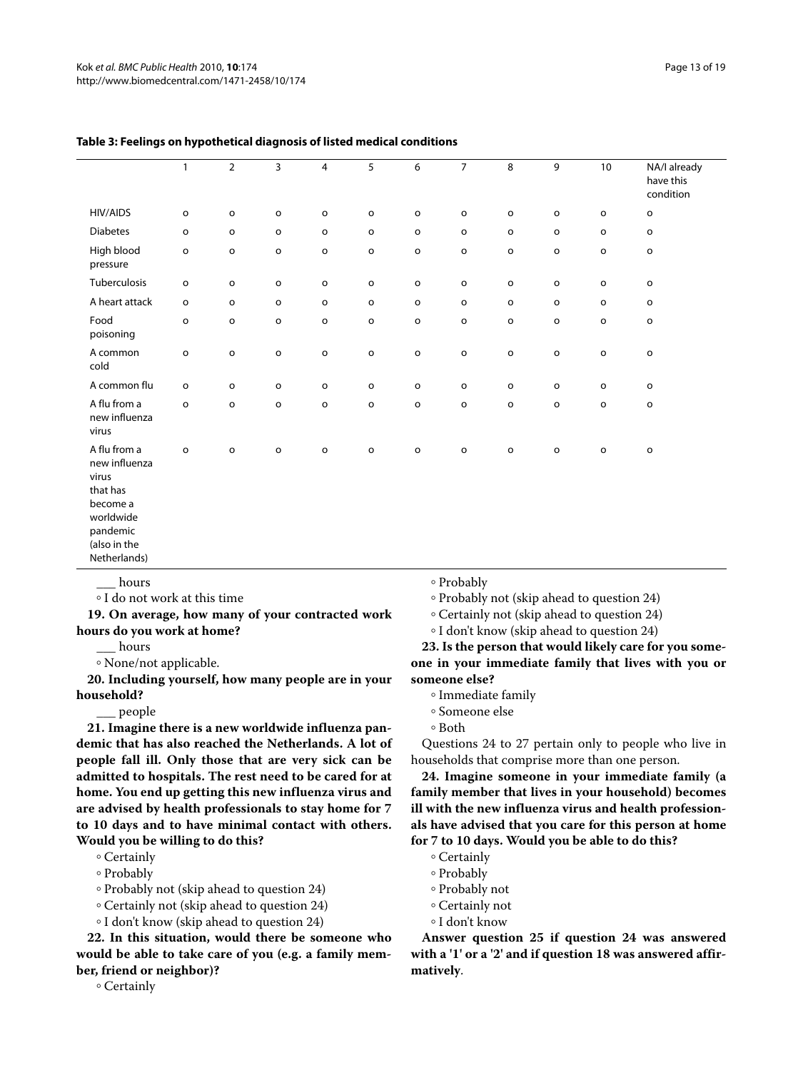**Table 3: Feelings on hypothetical diagnosis of listed medical conditions**

| | 1 | 2 | 3 | 4 | 5 | 6 | 7 | 8 | 9 | 10 | NA/I already have this condition |
|---|---|---|---|---|---|---|---|---|---|---|---|
| HIV/AIDS | o | o | o | o | o | o | o | o | o | o | o |
| Diabetes | o | o | o | o | o | o | o | o | o | o | o |
| High blood pressure | o | o | o | o | o | o | o | o | o | o | o |
| Tuberculosis | o | o | o | o | o | o | o | o | o | o | o |
| A heart attack | o | o | o | o | o | o | o | o | o | o | o |
| Food poisoning | o | o | o | o | o | o | o | o | o | o | o |
| A common cold | o | o | o | o | o | o | o | o | o | o | o |
| A common flu | o | o | o | o | o | o | o | o | o | o | o |
| A flu from a new influenza virus | o | o | o | o | o | o | o | o | o | o | o |
| A flu from a new influenza virus that has become a worldwide pandemic (also in the Netherlands) | o | o | o | o | o | o | o | o | o | o | o |

___ hours

◦ I do not work at this time

**19. On average, how many of your contracted work hours do you work at home?**

___ hours

◦ None/not applicable.

**20. Including yourself, how many people are in your household?**

___ people

**21. Imagine there is a new worldwide influenza pandemic that has also reached the Netherlands. A lot of people fall ill. Only those that are very sick can be admitted to hospitals. The rest need to be cared for at home. You end up getting this new influenza virus and are advised by health professionals to stay home for 7 to 10 days and to have minimal contact with others. Would you be willing to do this?**

◦ Certainly

◦ Probably

◦ Probably not (skip ahead to question 24)

◦ Certainly not (skip ahead to question 24)

◦ I don't know (skip ahead to question 24)

**22. In this situation, would there be someone who would be able to take care of you (e.g. a family member, friend or neighbor)?**

◦ Certainly

◦ Probably

◦ Probably not (skip ahead to question 24)

◦ Certainly not (skip ahead to question 24)

◦ I don't know (skip ahead to question 24)

**23. Is the person that would likely care for you someone in your immediate family that lives with you or someone else?**

◦ Immediate family

◦ Someone else

◦ Both

Questions 24 to 27 pertain only to people who live in households that comprise more than one person.

**24. Imagine someone in your immediate family (a family member that lives in your household) becomes ill with the new influenza virus and health professionals have advised that you care for this person at home for 7 to 10 days. Would you be able to do this?**

◦ Certainly

◦ Probably

◦ Probably not

◦ Certainly not

◦ I don't know

**Answer question 25 if question 24 was answered with a '1' or a '2' and if question 18 was answered affirmatively**.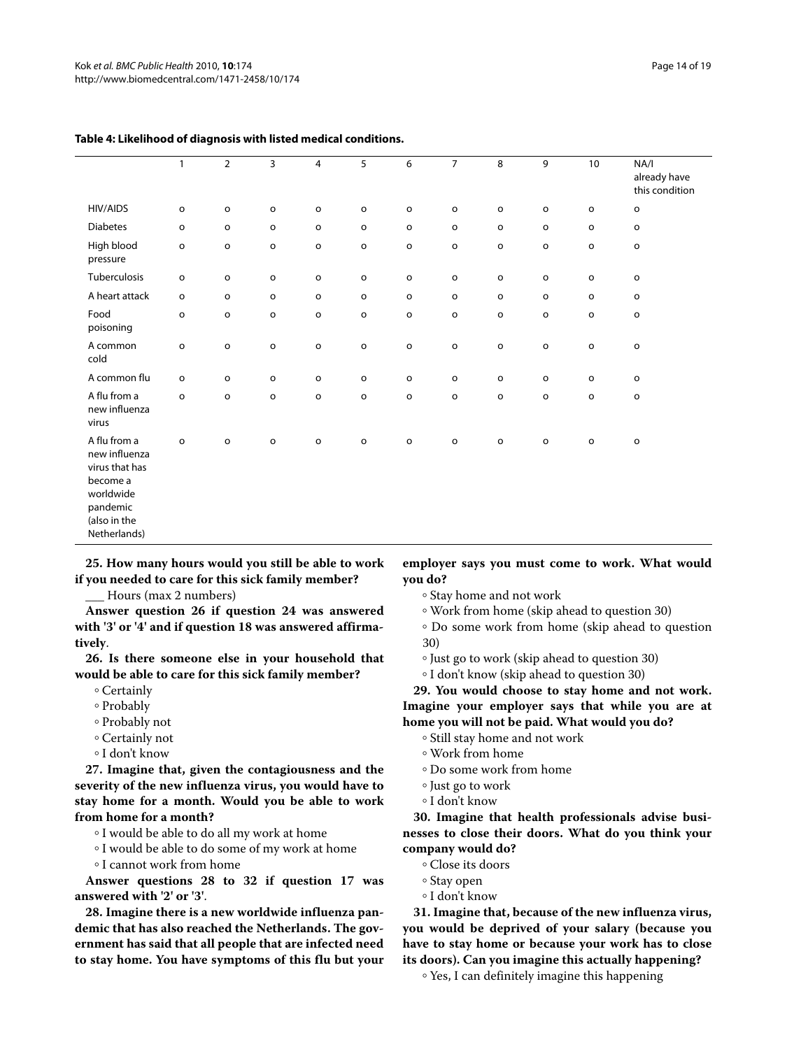**Table 4: Likelihood of diagnosis with listed medical conditions.**

| | 1 | 2 | 3 | 4 | 5 | 6 | 7 | 8 | 9 | 10 | NA/I already have this condition |
|---|---|---|---|---|---|---|---|---|---|---|---|
| HIV/AIDS | o | o | o | o | o | o | o | o | o | o | o |
| Diabetes | o | o | o | o | o | o | o | o | o | o | o |
| High blood pressure | o | o | o | o | o | o | o | o | o | o | o |
| Tuberculosis | o | o | o | o | o | o | o | o | o | o | o |
| A heart attack | o | o | o | o | o | o | o | o | o | o | o |
| Food poisoning | o | o | o | o | o | o | o | o | o | o | o |
| A common cold | o | o | o | o | o | o | o | o | o | o | o |
| A common flu | o | o | o | o | o | o | o | o | o | o | o |
| A flu from a new influenza virus | o | o | o | o | o | o | o | o | o | o | o |
| A flu from a new influenza virus that has become a worldwide pandemic (also in the Netherlands) | o | o | o | o | o | o | o | o | o | o | o |

**25. How many hours would you still be able to work if you needed to care for this sick family member?**

___ Hours (max 2 numbers)

**Answer question 26 if question 24 was answered with '3' or '4' and if question 18 was answered affirmatively**.

**26. Is there someone else in your household that would be able to care for this sick family member?**

- Certainly
- Probably
- Probably not
- Certainly not
- I don't know

**27. Imagine that, given the contagiousness and the severity of the new influenza virus, you would have to stay home for a month. Would you be able to work from home for a month?**

- I would be able to do all my work at home
- I would be able to do some of my work at home
- I cannot work from home

**Answer questions 28 to 32 if question 17 was answered with '2' or '3'**.

**28. Imagine there is a new worldwide influenza pandemic that has also reached the Netherlands. The government has said that all people that are infected need to stay home. You have symptoms of this flu but your employer says you must come to work. What would you do?**

- Stay home and not work
- Work from home (skip ahead to question 30)
- Do some work from home (skip ahead to question 30)
- Just go to work (skip ahead to question 30)
- I don't know (skip ahead to question 30)

**29. You would choose to stay home and not work. Imagine your employer says that while you are at home you will not be paid. What would you do?**

- Still stay home and not work
- Work from home
- Do some work from home
- Just go to work
- I don't know

**30. Imagine that health professionals advise businesses to close their doors. What do you think your company would do?**

- Close its doors
- Stay open
- I don't know

**31. Imagine that, because of the new influenza virus, you would be deprived of your salary (because you have to stay home or because your work has to close its doors). Can you imagine this actually happening?**

- Yes, I can definitely imagine this happening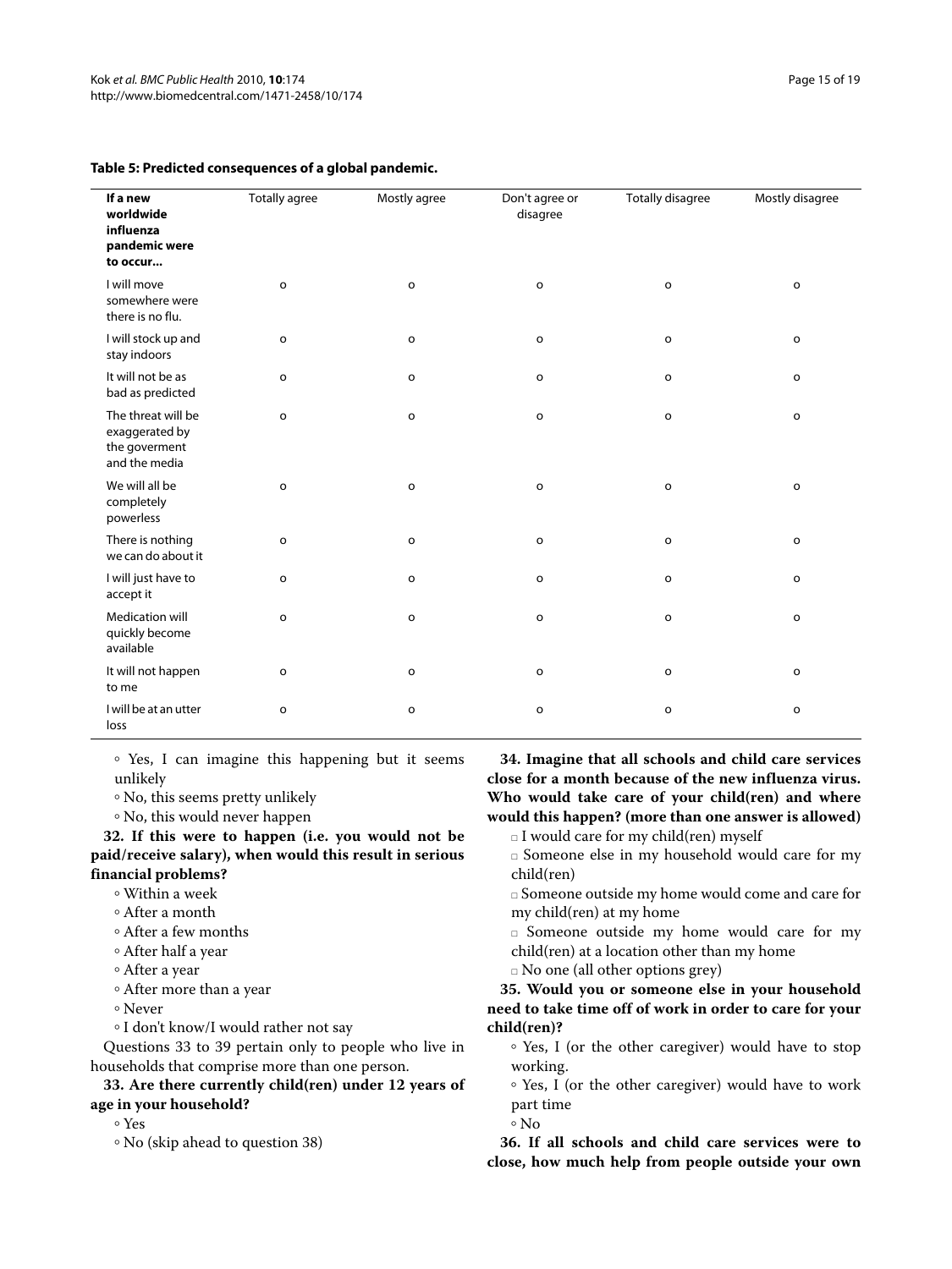**Table 5: Predicted consequences of a global pandemic.**

| If a new worldwide influenza pandemic were to occur... | Totally agree | Mostly agree | Don't agree or disagree | Totally disagree | Mostly disagree |
|---|---|---|---|---|---|
| I will move somewhere were there is no flu. | o | o | o | o | o |
| I will stock up and stay indoors | o | o | o | o | o |
| It will not be as bad as predicted | o | o | o | o | o |
| The threat will be exaggerated by the goverment and the media | o | o | o | o | o |
| We will all be completely powerless | o | o | o | o | o |
| There is nothing we can do about it | o | o | o | o | o |
| I will just have to accept it | o | o | o | o | o |
| Medication will quickly become available | o | o | o | o | o |
| It will not happen to me | o | o | o | o | o |
| I will be at an utter loss | o | o | o | o | o |

◦ Yes, I can imagine this happening but it seems unlikely

◦ No, this seems pretty unlikely

◦ No, this would never happen

**32. If this were to happen (i.e. you would not be paid/receive salary), when would this result in serious financial problems?**

◦ Within a week

◦ After a month

◦ After a few months

◦ After half a year

◦ After a year

◦ After more than a year

◦ Never

◦ I don't know/I would rather not say

Questions 33 to 39 pertain only to people who live in households that comprise more than one person.

**33. Are there currently child(ren) under 12 years of age in your household?**

◦ Yes

◦ No (skip ahead to question 38)

**34. Imagine that all schools and child care services close for a month because of the new influenza virus. Who would take care of your child(ren) and where would this happen? (more than one answer is allowed)**

□ I would care for my child(ren) myself

□ Someone else in my household would care for my child(ren)

□ Someone outside my home would come and care for my child(ren) at my home

□ Someone outside my home would care for my child(ren) at a location other than my home

□ No one (all other options grey)

**35. Would you or someone else in your household need to take time off of work in order to care for your child(ren)?**

◦ Yes, I (or the other caregiver) would have to stop working.

◦ Yes, I (or the other caregiver) would have to work part time

◦ No

**36. If all schools and child care services were to close, how much help from people outside your own**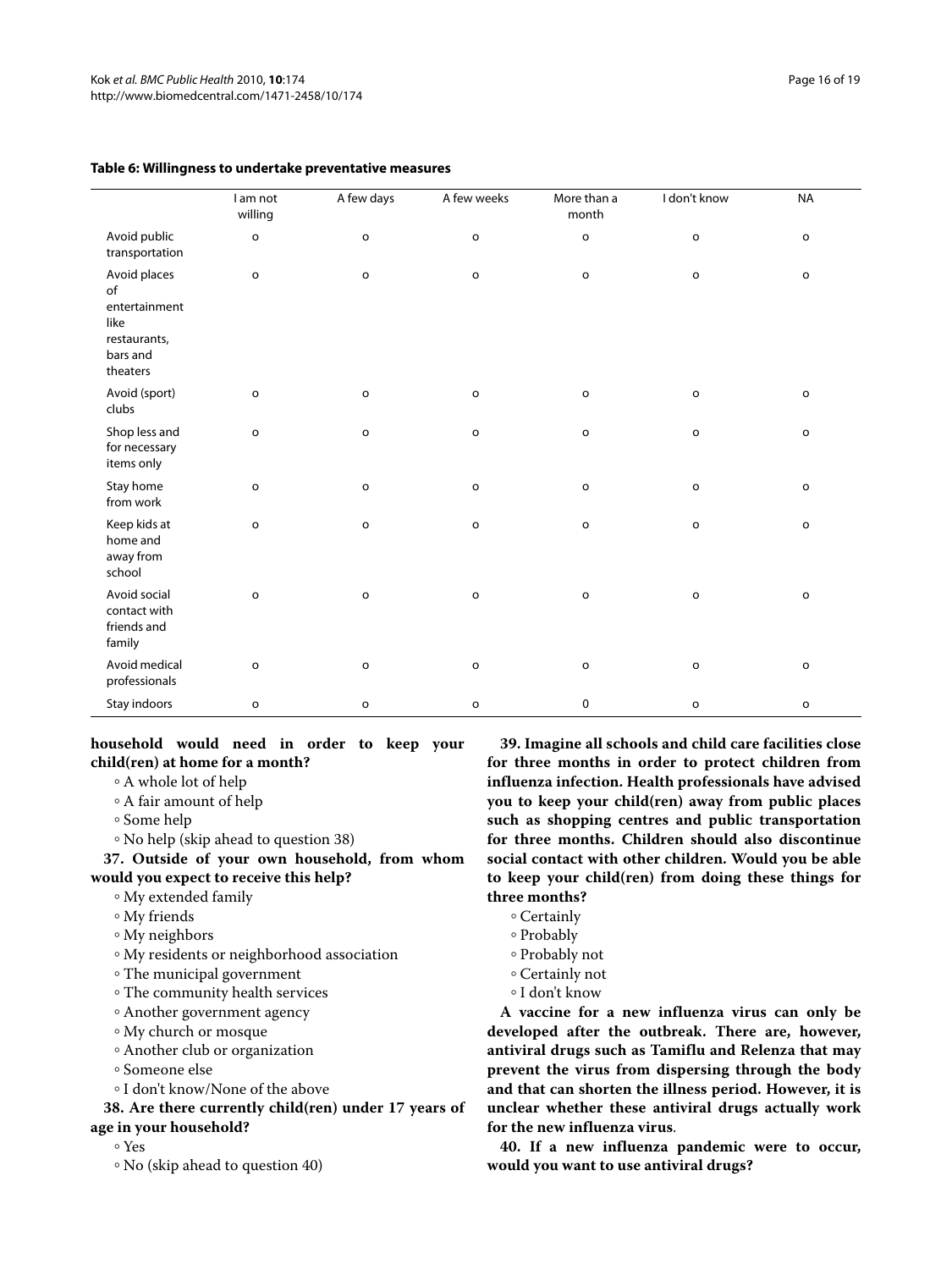**Table 6: Willingness to undertake preventative measures**

| | I am not willing | A few days | A few weeks | More than a month | I don't know | NA |
|---|---|---|---|---|---|---|
| Avoid public transportation | o | o | o | o | o | o |
| Avoid places of entertainment like restaurants, bars and theaters | o | o | o | o | o | o |
| Avoid (sport) clubs | o | o | o | o | o | o |
| Shop less and for necessary items only | o | o | o | o | o | o |
| Stay home from work | o | o | o | o | o | o |
| Keep kids at home and away from school | o | o | o | o | o | o |
| Avoid social contact with friends and family | o | o | o | o | o | o |
| Avoid medical professionals | o | o | o | o | o | o |
| Stay indoors | o | o | o | 0 | o | o |

**household would need in order to keep your child(ren) at home for a month?**

- A whole lot of help
- A fair amount of help
- Some help
- No help (skip ahead to question 38)

**37. Outside of your own household, from whom would you expect to receive this help?**

- My extended family
- My friends
- My neighbors
- My residents or neighborhood association
- The municipal government
- The community health services
- Another government agency
- My church or mosque
- Another club or organization
- Someone else
- I don't know/None of the above

**38. Are there currently child(ren) under 17 years of age in your household?**

- Yes
- No (skip ahead to question 40)

**39. Imagine all schools and child care facilities close for three months in order to protect children from influenza infection. Health professionals have advised you to keep your child(ren) away from public places such as shopping centres and public transportation for three months. Children should also discontinue social contact with other children. Would you be able to keep your child(ren) from doing these things for three months?**

- Certainly
- Probably
- Probably not
- Certainly not
- I don't know

**A vaccine for a new influenza virus can only be developed after the outbreak. There are, however, antiviral drugs such as Tamiflu and Relenza that may prevent the virus from dispersing through the body and that can shorten the illness period. However, it is unclear whether these antiviral drugs actually work for the new influenza virus**.

**40. If a new influenza pandemic were to occur, would you want to use antiviral drugs?**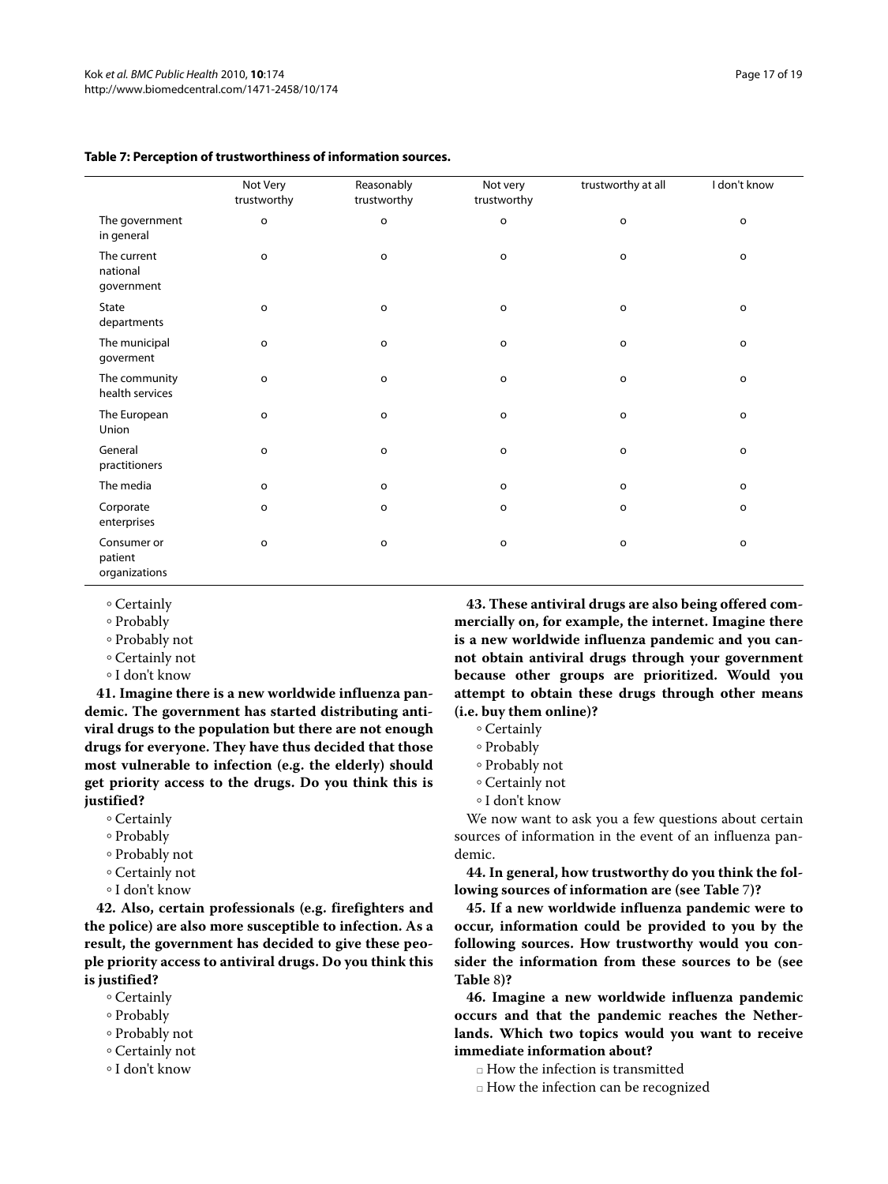**Table 7: Perception of trustworthiness of information sources.**

| | Not Very trustworthy | Reasonably trustworthy | Not very trustworthy | trustworthy at all | I don't know |
|---|---|---|---|---|---|
| The government in general | o | o | o | o | o |
| The current national government | o | o | o | o | o |
| State departments | o | o | o | o | o |
| The municipal goverment | o | o | o | o | o |
| The community health services | o | o | o | o | o |
| The European Union | o | o | o | o | o |
| General practitioners | o | o | o | o | o |
| The media | o | o | o | o | o |
| Corporate enterprises | o | o | o | o | o |
| Consumer or patient organizations | o | o | o | o | o |

◦ Certainly
◦ Probably
◦ Probably not
◦ Certainly not
◦ I don't know

**41. Imagine there is a new worldwide influenza pandemic. The government has started distributing antiviral drugs to the population but there are not enough drugs for everyone. They have thus decided that those most vulnerable to infection (e.g. the elderly) should get priority access to the drugs. Do you think this is justified?**

◦ Certainly
◦ Probably
◦ Probably not
◦ Certainly not
◦ I don't know

**42. Also, certain professionals (e.g. firefighters and the police) are also more susceptible to infection. As a result, the government has decided to give these people priority access to antiviral drugs. Do you think this is justified?**

◦ Certainly
◦ Probably
◦ Probably not
◦ Certainly not
◦ I don't know

**43. These antiviral drugs are also being offered commercially on, for example, the internet. Imagine there is a new worldwide influenza pandemic and you cannot obtain antiviral drugs through your government because other groups are prioritized. Would you attempt to obtain these drugs through other means (i.e. buy them online)?**

◦ Certainly
◦ Probably
◦ Probably not
◦ Certainly not
◦ I don't know

We now want to ask you a few questions about certain sources of information in the event of an influenza pandemic.

**44. In general, how trustworthy do you think the following sources of information are (see Table 7)?**

**45. If a new worldwide influenza pandemic were to occur, information could be provided to you by the following sources. How trustworthy would you consider the information from these sources to be (see Table 8)?**

**46. Imagine a new worldwide influenza pandemic occurs and that the pandemic reaches the Netherlands. Which two topics would you want to receive immediate information about?**

□ How the infection is transmitted
□ How the infection can be recognized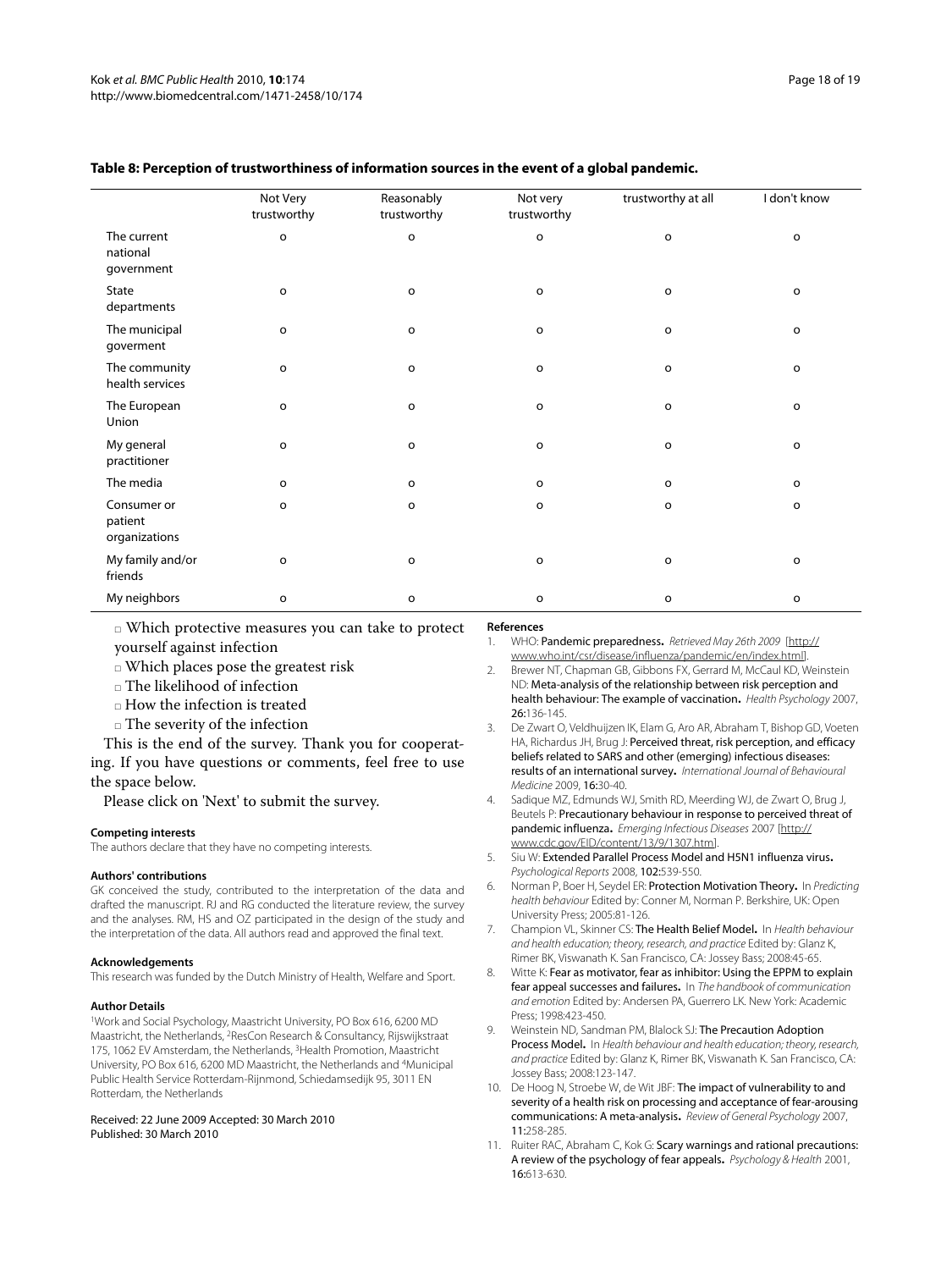**Table 8: Perception of trustworthiness of information sources in the event of a global pandemic.**

| | Not Very trustworthy | Reasonably trustworthy | Not very trustworthy | trustworthy at all | I don't know |
|---|---|---|---|---|---|
| The current national government | o | o | o | o | o |
| State departments | o | o | o | o | o |
| The municipal goverment | o | o | o | o | o |
| The community health services | o | o | o | o | o |
| The European Union | o | o | o | o | o |
| My general practitioner | o | o | o | o | o |
| The media | o | o | o | o | o |
| Consumer or patient organizations | o | o | o | o | o |
| My family and/or friends | o | o | o | o | o |
| My neighbors | o | o | o | o | o |

□ Which protective measures you can take to protect yourself against infection

□ Which places pose the greatest risk

□ The likelihood of infection

□ How the infection is treated

□ The severity of the infection

This is the end of the survey. Thank you for cooperating. If you have questions or comments, feel free to use the space below.

Please click on 'Next' to submit the survey.

#### Competing interests

The authors declare that they have no competing interests.

#### Authors' contributions

GK conceived the study, contributed to the interpretation of the data and drafted the manuscript. RJ and RG conducted the literature review, the survey and the analyses. RM, HS and OZ participated in the design of the study and the interpretation of the data. All authors read and approved the final text.

#### Acknowledgements

This research was funded by the Dutch Ministry of Health, Welfare and Sport.

#### Author Details

[1]Work and Social Psychology, Maastricht University, PO Box 616, 6200 MD Maastricht, the Netherlands, [2]ResCon Research & Consultancy, Rijswijkstraat 175, 1062 EV Amsterdam, the Netherlands, [3]Health Promotion, Maastricht University, PO Box 616, 6200 MD Maastricht, the Netherlands and [4]Municipal Public Health Service Rotterdam-Rijnmond, Schiedamsedijk 95, 3011 EN Rotterdam, the Netherlands

Received: 22 June 2009 Accepted: 30 March 2010
Published: 30 March 2010

#### References

1. WHO: **Pandemic preparedness.** *Retrieved May 26th 2009* [http://www.who.int/csr/disease/influenza/pandemic/en/index.html].
2. Brewer NT, Chapman GB, Gibbons FX, Gerrard M, McCaul KD, Weinstein ND: **Meta-analysis of the relationship between risk perception and health behaviour: The example of vaccination.** *Health Psychology* 2007, **26:**136-145.
3. De Zwart O, Veldhuijzen IK, Elam G, Aro AR, Abraham T, Bishop GD, Voeten HA, Richardus JH, Brug J: **Perceived threat, risk perception, and efficacy beliefs related to SARS and other (emerging) infectious diseases: results of an international survey.** *International Journal of Behavioural Medicine* 2009, **16:**30-40.
4. Sadique MZ, Edmunds WJ, Smith RD, Meerding WJ, de Zwart O, Brug J, Beutels P: **Precautionary behaviour in response to perceived threat of pandemic influenza.** *Emerging Infectious Diseases* 2007 [http://www.cdc.gov/EID/content/13/9/1307.htm].
5. Siu W: **Extended Parallel Process Model and H5N1 influenza virus.** *Psychological Reports* 2008, **102:**539-550.
6. Norman P, Boer H, Seydel ER: **Protection Motivation Theory.** In *Predicting health behaviour* Edited by: Conner M, Norman P. Berkshire, UK: Open University Press; 2005:81-126.
7. Champion VL, Skinner CS: **The Health Belief Model.** In *Health behaviour and health education; theory, research, and practice* Edited by: Glanz K, Rimer BK, Viswanath K. San Francisco, CA: Jossey Bass; 2008:45-65.
8. Witte K: **Fear as motivator, fear as inhibitor: Using the EPPM to explain fear appeal successes and failures.** In *The handbook of communication and emotion* Edited by: Andersen PA, Guerrero LK. New York: Academic Press; 1998:423-450.
9. Weinstein ND, Sandman PM, Blalock SJ: **The Precaution Adoption Process Model.** In *Health behaviour and health education; theory, research, and practice* Edited by: Glanz K, Rimer BK, Viswanath K. San Francisco, CA: Jossey Bass; 2008:123-147.
10. De Hoog N, Stroebe W, de Wit JBF: **The impact of vulnerability to and severity of a health risk on processing and acceptance of fear-arousing communications: A meta-analysis.** *Review of General Psychology* 2007, **11:**258-285.
11. Ruiter RAC, Abraham C, Kok G: **Scary warnings and rational precautions: A review of the psychology of fear appeals.** *Psychology & Health* 2001, **16:**613-630.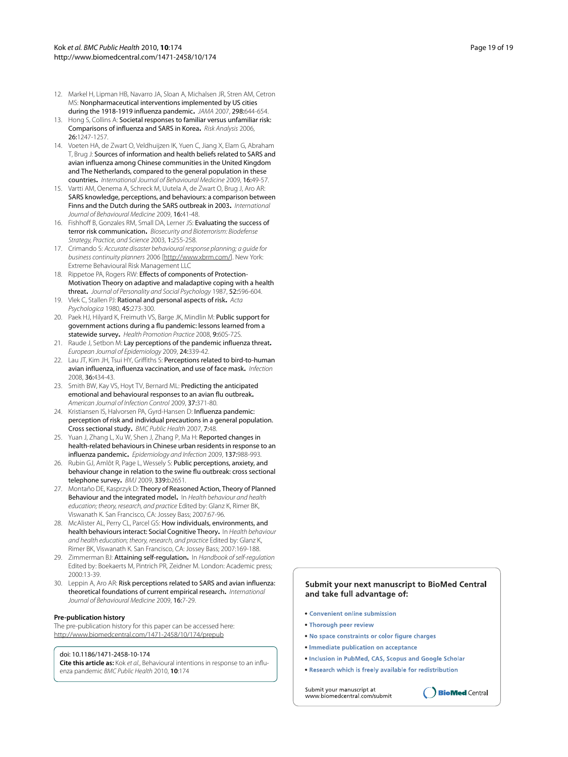12. Markel H, Lipman HB, Navarro JA, Sloan A, Michalsen JR, Stren AM, Cetron MS: **Nonpharmaceutical interventions implemented by US cities during the 1918-1919 influenza pandemic.** *JAMA* 2007, **298:**644-654.
13. Hong S, Collins A: **Societal responses to familiar versus unfamiliar risk: Comparisons of influenza and SARS in Korea.** *Risk Analysis* 2006, **26:**1247-1257.
14. Voeten HA, de Zwart O, Veldhuijzen IK, Yuen C, Jiang X, Elam G, Abraham T, Brug J: **Sources of information and health beliefs related to SARS and avian influenza among Chinese communities in the United Kingdom and The Netherlands, compared to the general population in these countries.** *International Journal of Behavioural Medicine* 2009, **16:**49-57.
15. Vartti AM, Oenema A, Schreck M, Uutela A, de Zwart O, Brug J, Aro AR: **SARS knowledge, perceptions, and behaviours: a comparison between Finns and the Dutch during the SARS outbreak in 2003.** *International Journal of Behavioural Medicine* 2009, **16:**41-48.
16. Fishhoff B, Gonzales RM, Small DA, Lerner JS: **Evaluating the success of terror risk communication.** *Biosecurity and Bioterrorism: Biodefense Strategy, Practice, and Science* 2003, **1:**255-258.
17. Crimando S: *Accurate disaster behavioural response planning; a guide for business continuity planners* 2006 [http://www.xbrm.com/]. New York: Extreme Behavioural Risk Management LLC
18. Rippetoe PA, Rogers RW: **Effects of components of Protection-Motivation Theory on adaptive and maladaptive coping with a health threat.** *Journal of Personality and Social Psychology* 1987, **52:**596-604.
19. Vlek C, Stallen PJ: **Rational and personal aspects of risk.** *Acta Psychologica* 1980, **45:**273-300.
20. Paek HJ, Hilyard K, Freimuth VS, Barge JK, Mindlin M: **Public support for government actions during a flu pandemic: lessons learned from a statewide survey.** *Health Promotion Practice* 2008, **9:**60S-72S.
21. Raude J, Setbon M: **Lay perceptions of the pandemic influenza threat.** *European Journal of Epidemiology* 2009, **24:**339-42.
22. Lau JT, Kim JH, Tsui HY, Griffiths S: **Perceptions related to bird-to-human avian influenza, influenza vaccination, and use of face mask.** *Infection* 2008, **36:**434-43.
23. Smith BW, Kay VS, Hoyt TV, Bernard ML: **Predicting the anticipated emotional and behavioural responses to an avian flu outbreak.** *American Journal of Infection Control* 2009, **37:**371-80.
24. Kristiansen IS, Halvorsen PA, Gyrd-Hansen D: **Influenza pandemic: perception of risk and individual precautions in a general population. Cross sectional study.** *BMC Public Health* 2007, **7:**48.
25. Yuan J, Zhang L, Xu W, Shen J, Zhang P, Ma H: **Reported changes in health-related behaviours in Chinese urban residents in response to an influenza pandemic.** *Epidemiology and Infection* 2009, **137:**988-993.
26. Rubin GJ, Amlôt R, Page L, Wessely S: **Public perceptions, anxiety, and behaviour change in relation to the swine flu outbreak: cross sectional telephone survey.** *BMJ* 2009, **339:**b2651.
27. Montaño DE, Kasprzyk D: **Theory of Reasoned Action, Theory of Planned Behaviour and the integrated model.** In *Health behaviour and health education; theory, research, and practice* Edited by: Glanz K, Rimer BK, Viswanath K. San Francisco, CA: Jossey Bass; 2007:67-96.
28. McAlister AL, Perry CL, Parcel GS: **How individuals, environments, and health behaviours interact: Social Cognitive Theory.** In *Health behaviour and health education; theory, research, and practice* Edited by: Glanz K, Rimer BK, Viswanath K. San Francisco, CA: Jossey Bass; 2007:169-188.
29. Zimmerman BJ: **Attaining self-regulation.** In *Handbook of self-regulation* Edited by: Boekaerts M, Pintrich PR, Zeidner M. London: Academic press; 2000:13-39.
30. Leppin A, Aro AR: **Risk perceptions related to SARS and avian influenza: theoretical foundations of current empirical research.** *International Journal of Behavioural Medicine* 2009, **16:**7-29.

### Pre-publication history

The pre-publication history for this paper can be accessed here:
http://www.biomedcentral.com/1471-2458/10/174/prepub

doi: 10.1186/1471-2458-10-174
**Cite this article as:** Kok *et al.*, Behavioural intentions in response to an influenza pandemic *BMC Public Health* 2010, **10**:174

**Submit your next manuscript to BioMed Central and take full advantage of:**

- Convenient online submission
- Thorough peer review
- No space constraints or color figure charges
- Immediate publication on acceptance
- Inclusion in PubMed, CAS, Scopus and Google Scholar
- Research which is freely available for redistribution

Submit your manuscript at
www.biomedcentral.com/submit

BioMed Central